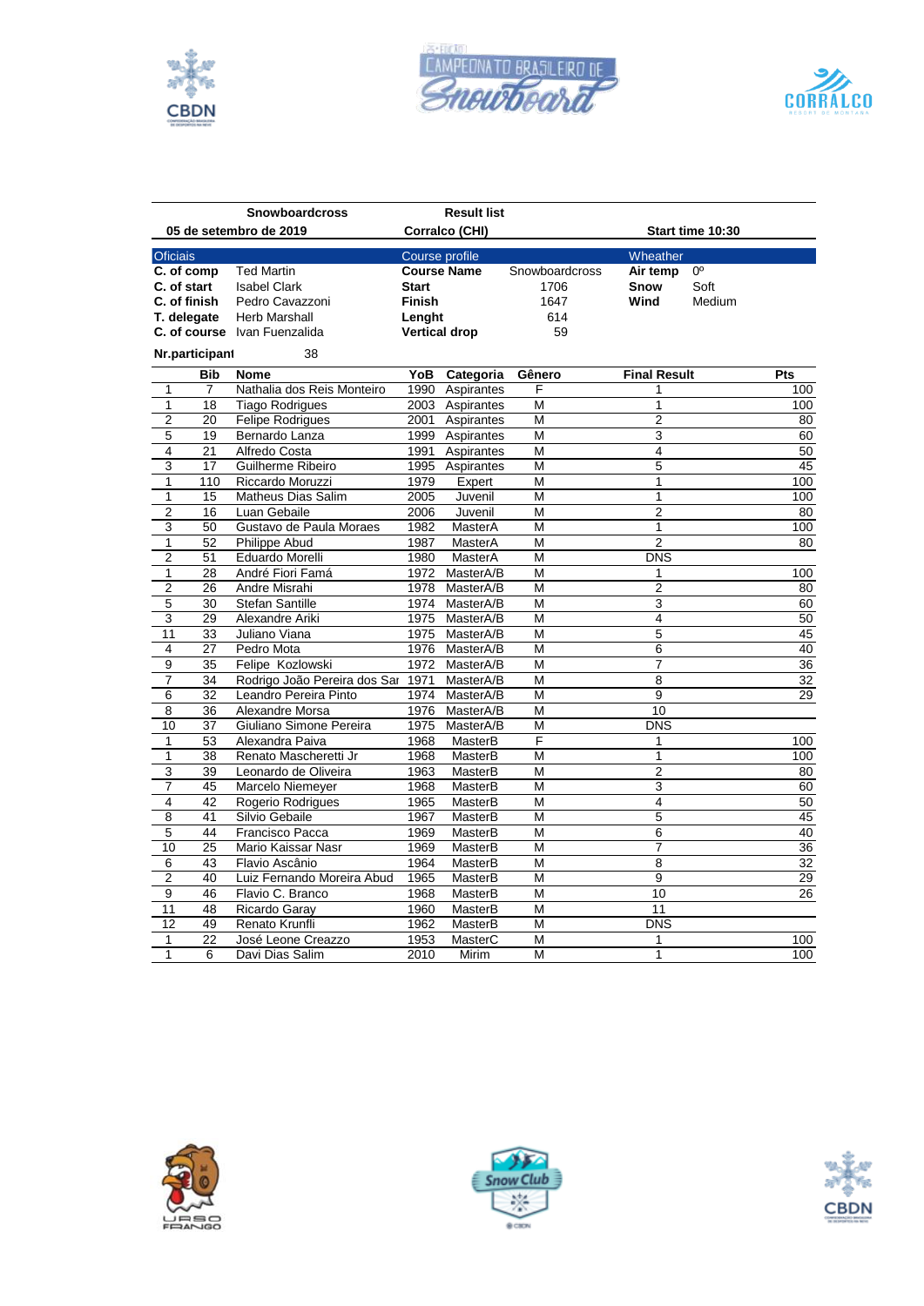| Snowboardcross | | Result list | | |
|---|---|---|---|---|
| 05 de setembro de 2019 | | Corralco (CHI) | | Start time 10:30 |

| Oficiais | | Course profile | | Wheather | |
|---|---|---|---|---|---|
| **C. of comp** | Ted Martin | **Course Name** | Snowboardcross | **Air temp** | 0º |
| **C. of start** | Isabel Clark | **Start** | 1706 | **Snow** | Soft |
| **C. of finish** | Pedro Cavazzoni | **Finish** | 1647 | **Wind** | Medium |
| **T. delegate** | Herb Marshall | **Lenght** | 614 | | |
| **C. of course** | Ivan Fuenzalida | **Vertical drop** | 59 | | |

**Nr.participant** 38

| | Bib | Nome | YoB | Categoria | Gênero | Final Result | Pts |
|---|---|---|---|---|---|---|---|
| 1 | 7 | Nathalia dos Reis Monteiro | 1990 | Aspirantes | F | 1 | 100 |
| 1 | 18 | Tiago Rodrigues | 2003 | Aspirantes | M | 1 | 100 |
| 2 | 20 | Felipe Rodrigues | 2001 | Aspirantes | M | 2 | 80 |
| 5 | 19 | Bernardo Lanza | 1999 | Aspirantes | M | 3 | 60 |
| 4 | 21 | Alfredo Costa | 1991 | Aspirantes | M | 4 | 50 |
| 3 | 17 | Guilherme Ribeiro | 1995 | Aspirantes | M | 5 | 45 |
| 1 | 110 | Riccardo Moruzzi | 1979 | Expert | M | 1 | 100 |
| 1 | 15 | Matheus Dias Salim | 2005 | Juvenil | M | 1 | 100 |
| 2 | 16 | Luan Gebaile | 2006 | Juvenil | M | 2 | 80 |
| 3 | 50 | Gustavo de Paula Moraes | 1982 | MasterA | M | 1 | 100 |
| 1 | 52 | Philippe Abud | 1987 | MasterA | M | 2 | 80 |
| 2 | 51 | Eduardo Morelli | 1980 | MasterA | M | DNS | |
| 1 | 28 | André Fiori Famá | 1972 | MasterA/B | M | 1 | 100 |
| 2 | 26 | Andre Misrahi | 1978 | MasterA/B | M | 2 | 80 |
| 5 | 30 | Stefan Santille | 1974 | MasterA/B | M | 3 | 60 |
| 3 | 29 | Alexandre Ariki | 1975 | MasterA/B | M | 4 | 50 |
| 11 | 33 | Juliano Viana | 1975 | MasterA/B | M | 5 | 45 |
| 4 | 27 | Pedro Mota | 1976 | MasterA/B | M | 6 | 40 |
| 9 | 35 | Felipe Kozlowski | 1972 | MasterA/B | M | 7 | 36 |
| 7 | 34 | Rodrigo João Pereira dos Sar | 1971 | MasterA/B | M | 8 | 32 |
| 6 | 32 | Leandro Pereira Pinto | 1974 | MasterA/B | M | 9 | 29 |
| 8 | 36 | Alexandre Morsa | 1976 | MasterA/B | M | 10 | |
| 10 | 37 | Giuliano Simone Pereira | 1975 | MasterA/B | M | DNS | |
| 1 | 53 | Alexandra Paiva | 1968 | MasterB | F | 1 | 100 |
| 1 | 38 | Renato Mascheretti Jr | 1968 | MasterB | M | 1 | 100 |
| 3 | 39 | Leonardo de Oliveira | 1963 | MasterB | M | 2 | 80 |
| 7 | 45 | Marcelo Niemeyer | 1968 | MasterB | M | 3 | 60 |
| 4 | 42 | Rogerio Rodrigues | 1965 | MasterB | M | 4 | 50 |
| 8 | 41 | Silvio Gebaile | 1967 | MasterB | M | 5 | 45 |
| 5 | 44 | Francisco Pacca | 1969 | MasterB | M | 6 | 40 |
| 10 | 25 | Mario Kaissar Nasr | 1969 | MasterB | M | 7 | 36 |
| 6 | 43 | Flavio Ascânio | 1964 | MasterB | M | 8 | 32 |
| 2 | 40 | Luiz Fernando Moreira Abud | 1965 | MasterB | M | 9 | 29 |
| 9 | 46 | Flavio C. Branco | 1968 | MasterB | M | 10 | 26 |
| 11 | 48 | Ricardo Garay | 1960 | MasterB | M | 11 | |
| 12 | 49 | Renato Krunfli | 1962 | MasterB | M | DNS | |
| 1 | 22 | José Leone Creazzo | 1953 | MasterC | M | 1 | 100 |
| 1 | 6 | Davi Dias Salim | 2010 | Mirim | M | 1 | 100 |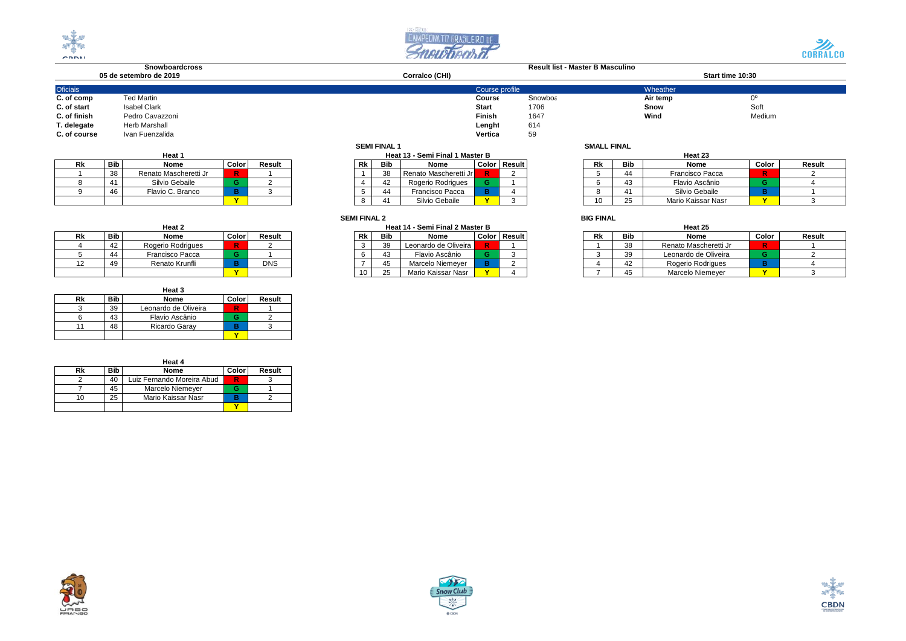**Snowboardcross**
**05 de setembro de 2019**

**Corralco (CHI)**

**Result list - Master B Masculino**

**Start time 10:30**

| Oficiais | | Course profile | | Wheather | |
|---|---|---|---|---|---|
| **C. of comp** | Ted Martin | **Course** | Snowboa | **Air temp** | 0º |
| **C. of start** | Isabel Clark | **Start** | 1706 | **Snow** | Soft |
| **C. of finish** | Pedro Cavazzoni | **Finish** | 1647 | **Wind** | Medium |
| **T. delegate** | Herb Marshall | **Lenght** | 614 | | |
| **C. of course** | Ivan Fuenzalida | **Vertica** | 59 | | |

**Heat 1**

| Rk | Bib | Nome | Color | Result |
|---|---|---|---|---|
| 1 | 38 | Renato Mascheretti Jr | R | 1 |
| 8 | 41 | Silvio Gebaile | G | 2 |
| 9 | 46 | Flavio C. Branco | B | 3 |
| | | | Y | |

**Heat 2**

| Rk | Bib | Nome | Color | Result |
|---|---|---|---|---|
| 4 | 42 | Rogerio Rodrigues | R | 2 |
| 5 | 44 | Francisco Pacca | G | 1 |
| 12 | 49 | Renato Krunfli | B | DNS |
| | | | Y | |

**Heat 3**

| Rk | Bib | Nome | Color | Result |
|---|---|---|---|---|
| 3 | 39 | Leonardo de Oliveira | R | 1 |
| 6 | 43 | Flavio Ascânio | G | 2 |
| 11 | 48 | Ricardo Garay | B | 3 |
| | | | Y | |

**Heat 4**

| Rk | Bib | Nome | Color | Result |
|---|---|---|---|---|
| 2 | 40 | Luiz Fernando Moreira Abud | R | 3 |
| 7 | 45 | Marcelo Niemeyer | G | 1 |
| 10 | 25 | Mario Kaissar Nasr | B | 2 |
| | | | Y | |

**SEMI FINAL 1**

**Heat 13 - Semi Final 1 Master B**

| Rk | Bib | Nome | Color | Result |
|---|---|---|---|---|
| 1 | 38 | Renato Mascheretti Jr | R | 2 |
| 4 | 42 | Rogerio Rodrigues | G | 1 |
| 5 | 44 | Francisco Pacca | B | 4 |
| 8 | 41 | Silvio Gebaile | Y | 3 |

**SEMI FINAL 2**

**Heat 14 - Semi Final 2 Master B**

| Rk | Bib | Nome | Color | Result |
|---|---|---|---|---|
| 3 | 39 | Leonardo de Oliveira | R | 1 |
| 6 | 43 | Flavio Ascânio | G | 3 |
| 7 | 45 | Marcelo Niemeyer | B | 2 |
| 10 | 25 | Mario Kaissar Nasr | Y | 4 |

**SMALL FINAL**

**Heat 23**

| Rk | Bib | Nome | Color | Result |
|---|---|---|---|---|
| 5 | 44 | Francisco Pacca | R | 2 |
| 6 | 43 | Flavio Ascânio | G | 4 |
| 8 | 41 | Silvio Gebaile | B | 1 |
| 10 | 25 | Mario Kaissar Nasr | Y | 3 |

**BIG FINAL**

**Heat 25**

| Rk | Bib | Nome | Color | Result |
|---|---|---|---|---|
| 1 | 38 | Renato Mascheretti Jr | R | 1 |
| 3 | 39 | Leonardo de Oliveira | G | 2 |
| 4 | 42 | Rogerio Rodrigues | B | 4 |
| 7 | 45 | Marcelo Niemeyer | Y | 3 |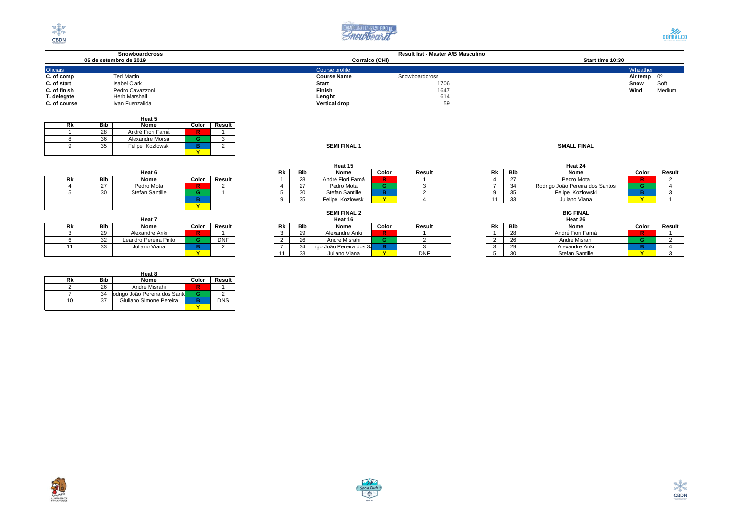**Snowboardcross** | **Result list - Master A/B Masculino**

**05 de setembro de 2019** | **Corralco (CHI)** | **Start time 10:30**

| Oficiais | | Course profile | | Wheather | |
|---|---|---|---|---|---|
| **C. of comp** | Ted Martin | **Course Name** | Snowboardcross | **Air temp** | 0º |
| **C. of start** | Isabel Clark | **Start** | 1706 | **Snow** | Soft |
| **C. of finish** | Pedro Cavazzoni | **Finish** | 1647 | **Wind** | Medium |
| **T. delegate** | Herb Marshall | **Lenght** | 614 | | |
| **C. of course** | Ivan Fuenzalida | **Vertical drop** | 59 | | |

**Heat 5**

| Rk | Bib | Nome | Color | Result |
|---|---|---|---|---|
| 1 | 28 | André Fiori Famá | R | 1 |
| 8 | 36 | Alexandre Morsa | G | 3 |
| 9 | 35 | Felipe Kozlowski | B | 2 |
| | | | Y | |

**Heat 6**

| Rk | Bib | Nome | Color | Result |
|---|---|---|---|---|
| 4 | 27 | Pedro Mota | R | 2 |
| 5 | 30 | Stefan Santille | G | 1 |
| | | | B | |
| | | | Y | |

**Heat 7**

| Rk | Bib | Nome | Color | Result |
|---|---|---|---|---|
| 3 | 29 | Alexandre Ariki | R | 1 |
| 6 | 32 | Leandro Pereira Pinto | G | DNF |
| 11 | 33 | Juliano Viana | B | 2 |
| | | | Y | |

**Heat 8**

| Rk | Bib | Nome | Color | Result |
|---|---|---|---|---|
| 2 | 26 | Andre Misrahi | R | 1 |
| 7 | 34 | odrigo João Pereira dos Santo | G | 2 |
| 10 | 37 | Giuliano Simone Pereira | B | DNS |
| | | | Y | |

**SEMI FINAL 1**

**Heat 15**

| Rk | Bib | Nome | Color | Result |
|---|---|---|---|---|
| 1 | 28 | André Fiori Famá | R | 1 |
| 4 | 27 | Pedro Mota | G | 3 |
| 5 | 30 | Stefan Santille | B | 2 |
| 9 | 35 | Felipe Kozlowski | Y | 4 |

**SEMI FINAL 2**

**Heat 16**

| Rk | Bib | Nome | Color | Result |
|---|---|---|---|---|
| 3 | 29 | Alexandre Ariki | R | 1 |
| 2 | 26 | Andre Misrahi | G | 2 |
| 7 | 34 | igo João Pereira dos Sa | B | 3 |
| 11 | 33 | Juliano Viana | Y | DNF |

**SMALL FINAL**

**Heat 24**

| Rk | Bib | Nome | Color | Result |
|---|---|---|---|---|
| 4 | 27 | Pedro Mota | R | 2 |
| 7 | 34 | Rodrigo João Pereira dos Santos | G | 4 |
| 9 | 35 | Felipe Kozlowski | B | 3 |
| 11 | 33 | Juliano Viana | Y | 1 |

**BIG FINAL**

**Heat 26**

| Rk | Bib | Nome | Color | Result |
|---|---|---|---|---|
| 1 | 28 | André Fiori Famá | R | 1 |
| 2 | 26 | Andre Misrahi | G | 2 |
| 3 | 29 | Alexandre Ariki | B | 4 |
| 5 | 30 | Stefan Santille | Y | 3 |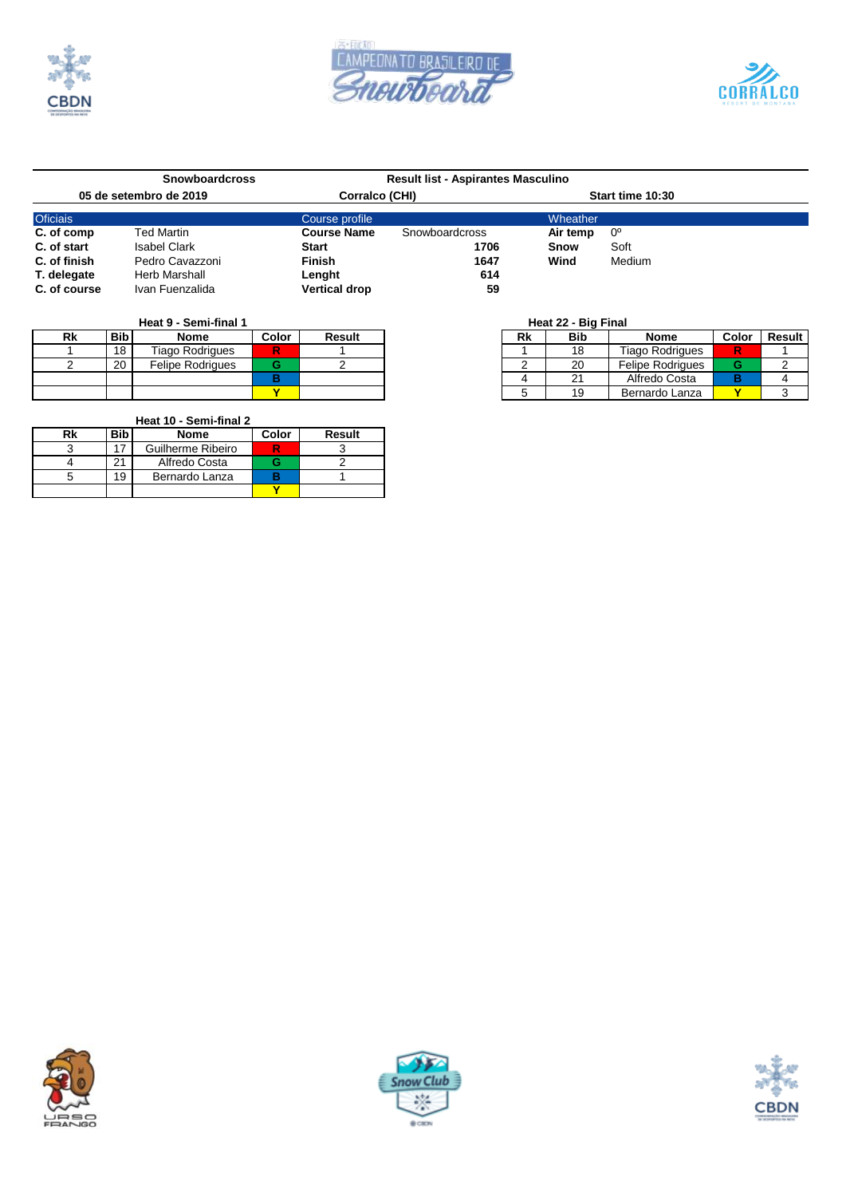**Snowboardcross** | **Result list - Aspirantes Masculino**

**05 de setembro de 2019** | **Corralco (CHI)** | **Start time 10:30**

| Oficiais | | Course profile | | Wheather | |
|---|---|---|---|---|---|
| **C. of comp** | Ted Martin | **Course Name** | Snowboardcross | **Air temp** | 0º |
| **C. of start** | Isabel Clark | **Start** | 1706 | **Snow** | Soft |
| **C. of finish** | Pedro Cavazzoni | **Finish** | 1647 | **Wind** | Medium |
| **T. delegate** | Herb Marshall | **Lenght** | 614 | | |
| **C. of course** | Ivan Fuenzalida | **Vertical drop** | 59 | | |

**Heat 9 - Semi-final 1**

| Rk | Bib | Nome | Color | Result |
|---|---|---|---|---|
| 1 | 18 | Tiago Rodrigues | R | 1 |
| 2 | 20 | Felipe Rodrigues | G | 2 |
| | | | B | |
| | | | Y | |

**Heat 22 - Big Final**

| Rk | Bib | Nome | Color | Result |
|---|---|---|---|---|
| 1 | 18 | Tiago Rodrigues | R | 1 |
| 2 | 20 | Felipe Rodrigues | G | 2 |
| 4 | 21 | Alfredo Costa | B | 4 |
| 5 | 19 | Bernardo Lanza | Y | 3 |

**Heat 10 - Semi-final 2**

| Rk | Bib | Nome | Color | Result |
|---|---|---|---|---|
| 3 | 17 | Guilherme Ribeiro | R | 3 |
| 4 | 21 | Alfredo Costa | G | 2 |
| 5 | 19 | Bernardo Lanza | B | 1 |
| | | | Y | |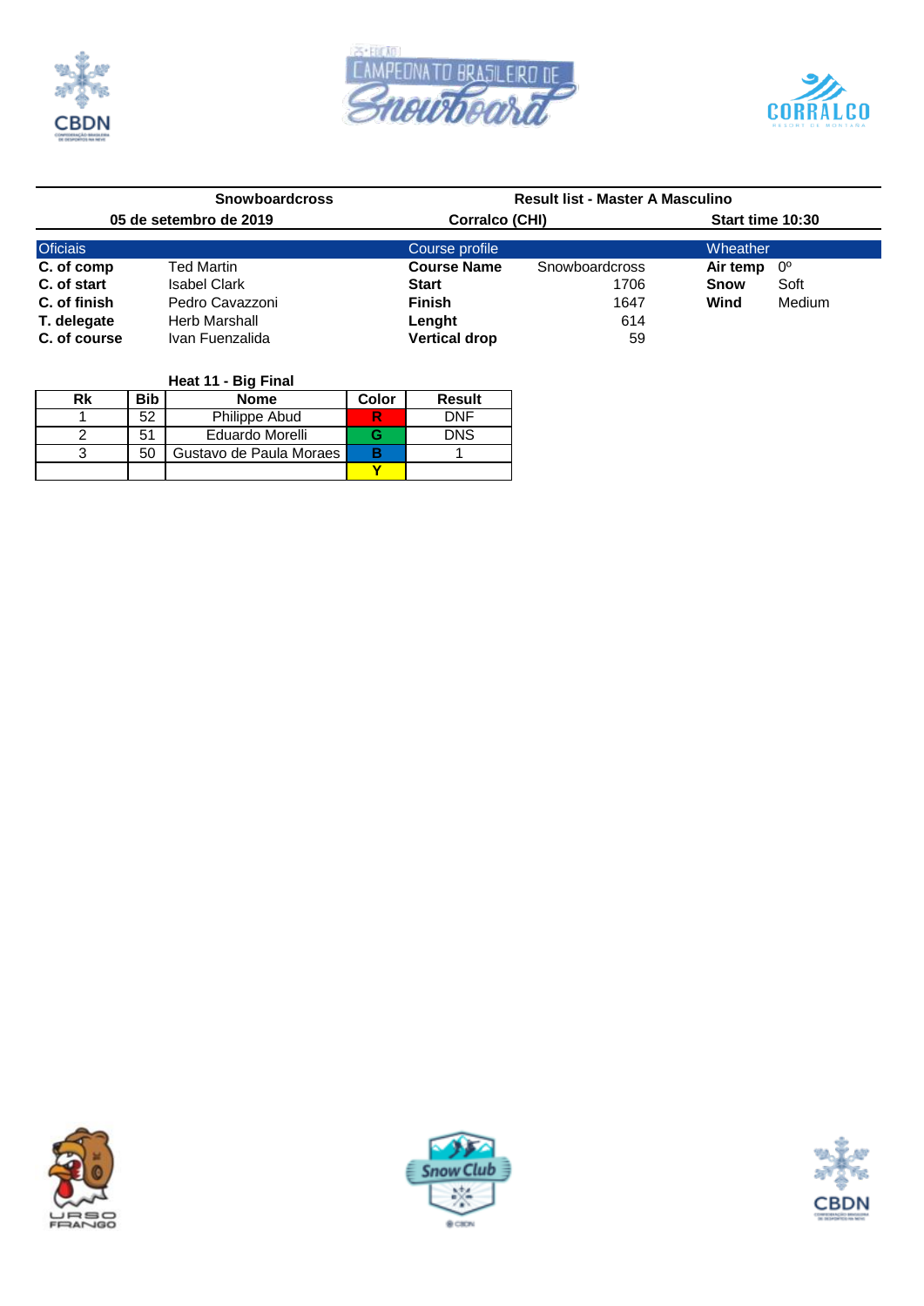**Snowboardcross** | **Result list - Master A Masculino**

**05 de setembro de 2019** | **Corralco (CHI)** | **Start time 10:30**

| Oficiais | | Course profile | | Wheather | |
|---|---|---|---|---|---|
| **C. of comp** | Ted Martin | **Course Name** | Snowboardcross | **Air temp** | 0º |
| **C. of start** | Isabel Clark | **Start** | 1706 | **Snow** | Soft |
| **C. of finish** | Pedro Cavazzoni | **Finish** | 1647 | **Wind** | Medium |
| **T. delegate** | Herb Marshall | **Lenght** | 614 | | |
| **C. of course** | Ivan Fuenzalida | **Vertical drop** | 59 | | |

**Heat 11 - Big Final**

| Rk | Bib | Nome | Color | Result |
|---|---|---|---|---|
| 1 | 52 | Philippe Abud | R | DNF |
| 2 | 51 | Eduardo Morelli | G | DNS |
| 3 | 50 | Gustavo de Paula Moraes | B | 1 |
| | | | Y | |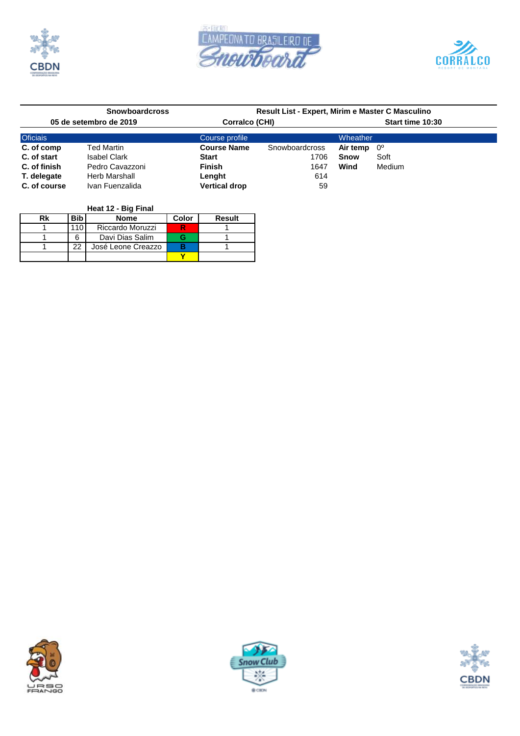| Snowboardcross | Result List - Expert, Mirim e Master C Masculino |
|---|---|
| 05 de setembro de 2019 | Corralco (CHI) | Start time 10:30 |

| Oficiais | | Course profile | | Wheather | |
|---|---|---|---|---|---|
| **C. of comp** | Ted Martin | **Course Name** | Snowboardcross | **Air temp** | 0º |
| **C. of start** | Isabel Clark | **Start** | 1706 | **Snow** | Soft |
| **C. of finish** | Pedro Cavazzoni | **Finish** | 1647 | **Wind** | Medium |
| **T. delegate** | Herb Marshall | **Lenght** | 614 | | |
| **C. of course** | Ivan Fuenzalida | **Vertical drop** | 59 | | |

**Heat 12 - Big Final**

| Rk | Bib | Nome | Color | Result |
|---|---|---|---|---|
| 1 | 110 | Riccardo Moruzzi | R | 1 |
| 1 | 6 | Davi Dias Salim | G | 1 |
| 1 | 22 | José Leone Creazzo | B | 1 |
| | | | Y | |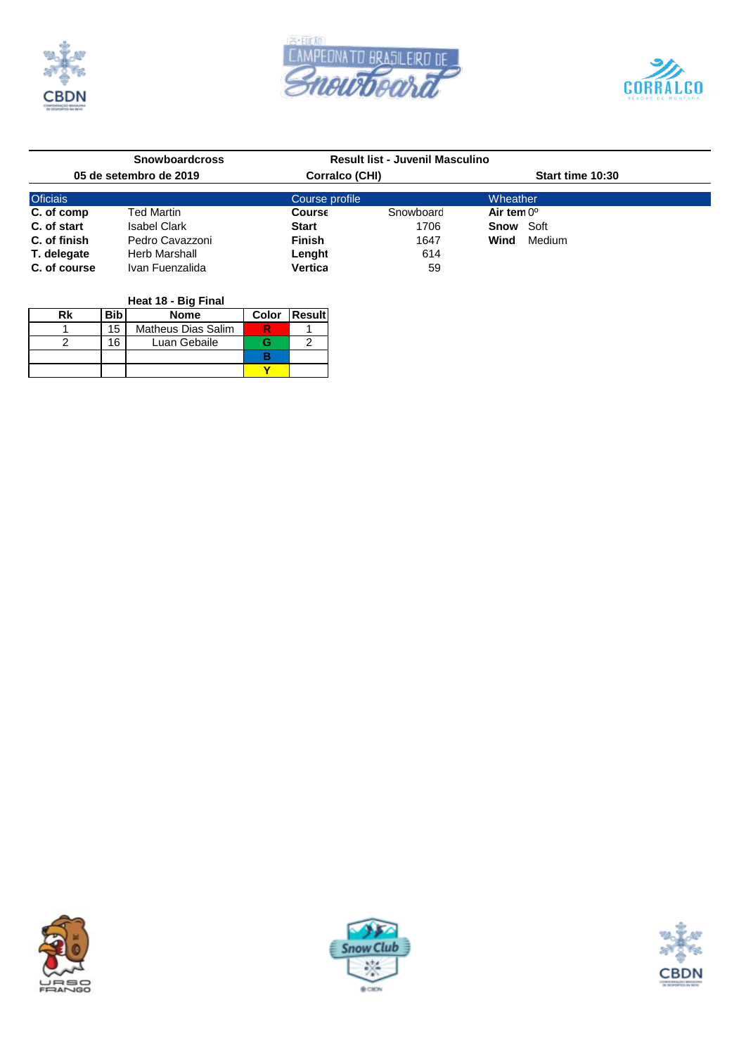**Snowboardcross** | **Result list - Juvenil Masculino**

**05 de setembro de 2019** | **Corralco (CHI)** | **Start time 10:30**

| Oficiais | | Course profile | | Wheather | |
|---|---|---|---|---|---|
| **C. of comp** | Ted Martin | **Course** | Snowboard | **Air tem** | 0º |
| **C. of start** | Isabel Clark | **Start** | 1706 | **Snow** | Soft |
| **C. of finish** | Pedro Cavazzoni | **Finish** | 1647 | **Wind** | Medium |
| **T. delegate** | Herb Marshall | **Lenght** | 614 | | |
| **C. of course** | Ivan Fuenzalida | **Vertica** | 59 | | |

**Heat 18 - Big Final**

| Rk | Bib | Nome | Color | Result |
|---|---|---|---|---|
| 1 | 15 | Matheus Dias Salim | R | 1 |
| 2 | 16 | Luan Gebaile | G | 2 |
| | | | B | |
| | | | Y | |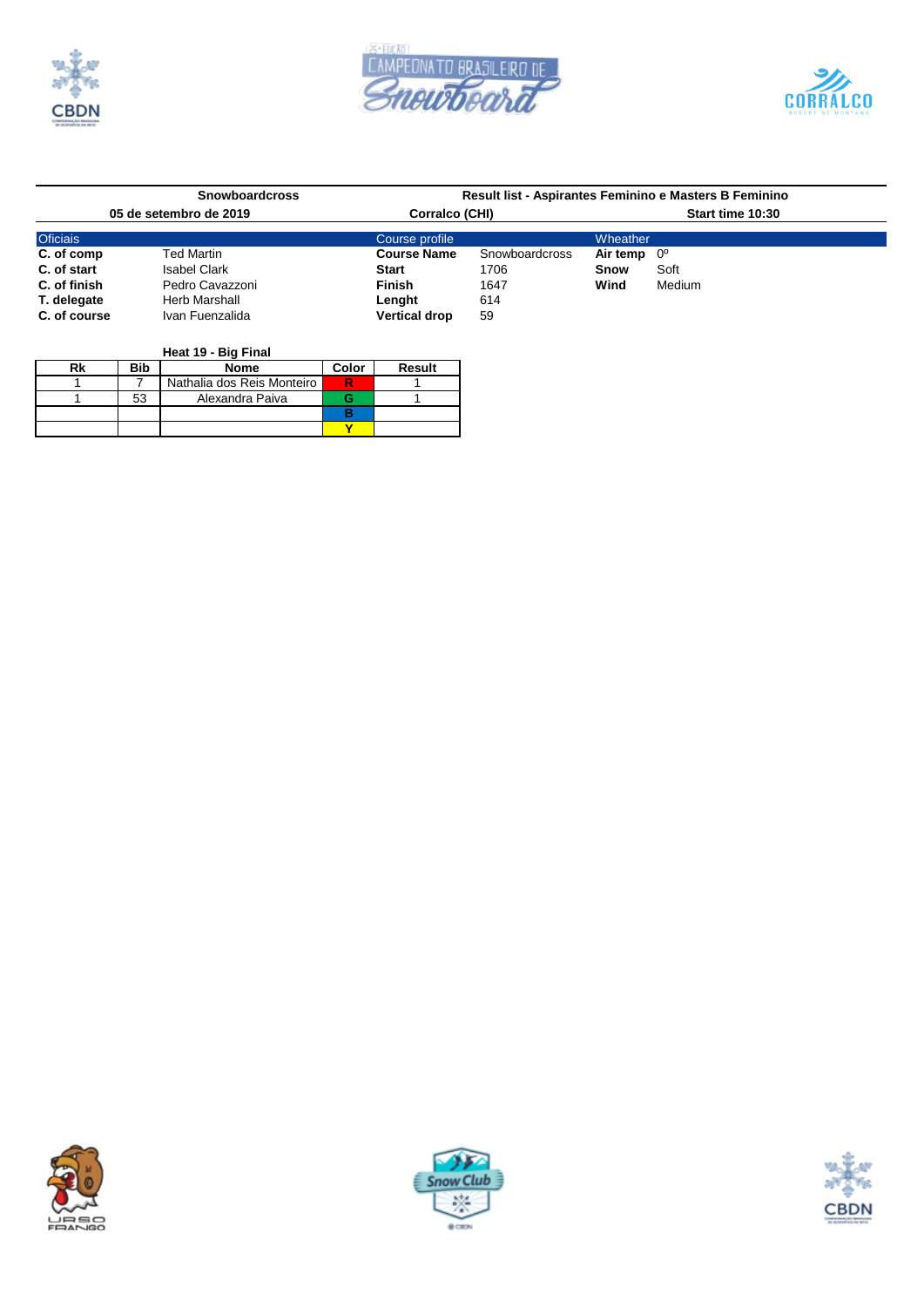**Snowboardcross** | **Result list - Aspirantes Feminino e Masters B Feminino**

**05 de setembro de 2019** | **Corralco (CHI)** | **Start time 10:30**

| Oficiais | | Course profile | | Wheather | |
|---|---|---|---|---|---|
| **C. of comp** | Ted Martin | **Course Name** | Snowboardcross | **Air temp** | 0º |
| **C. of start** | Isabel Clark | **Start** | 1706 | **Snow** | Soft |
| **C. of finish** | Pedro Cavazzoni | **Finish** | 1647 | **Wind** | Medium |
| **T. delegate** | Herb Marshall | **Lenght** | 614 | | |
| **C. of course** | Ivan Fuenzalida | **Vertical drop** | 59 | | |

**Heat 19 - Big Final**

| Rk | Bib | Nome | Color | Result |
|---|---|---|---|---|
| 1 | 7 | Nathalia dos Reis Monteiro | R | 1 |
| 1 | 53 | Alexandra Paiva | G | 1 |
| | | | B | |
| | | | Y | |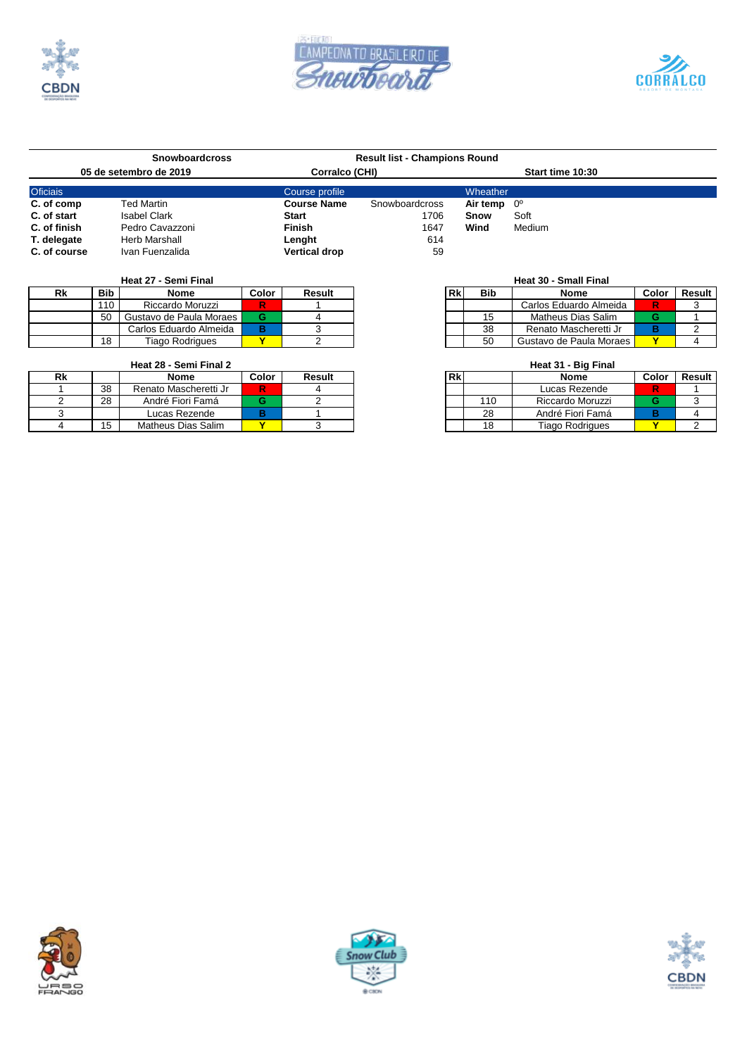**Snowboardcross** | **Result list - Champions Round**

**05 de setembro de 2019** | **Corralco (CHI)** | **Start time 10:30**

| Oficiais | | Course profile | | Wheather | |
|---|---|---|---|---|---|
| **C. of comp** | Ted Martin | **Course Name** | Snowboardcross | **Air temp** | 0º |
| **C. of start** | Isabel Clark | **Start** | 1706 | **Snow** | Soft |
| **C. of finish** | Pedro Cavazzoni | **Finish** | 1647 | **Wind** | Medium |
| **T. delegate** | Herb Marshall | **Lenght** | 614 | | |
| **C. of course** | Ivan Fuenzalida | **Vertical drop** | 59 | | |

**Heat 27 - Semi Final**

| Rk | Bib | Nome | Color | Result |
|---|---|---|---|---|
| | 110 | Riccardo Moruzzi | R | 1 |
| | 50 | Gustavo de Paula Moraes | G | 4 |
| | | Carlos Eduardo Almeida | B | 3 |
| | 18 | Tiago Rodrigues | Y | 2 |

**Heat 30 - Small Final**

| Rk | Bib | Nome | Color | Result |
|---|---|---|---|---|
| | | Carlos Eduardo Almeida | R | 3 |
| | 15 | Matheus Dias Salim | G | 1 |
| | 38 | Renato Mascheretti Jr | B | 2 |
| | 50 | Gustavo de Paula Moraes | Y | 4 |

**Heat 28 - Semi Final 2**

| Rk | | Nome | Color | Result |
|---|---|---|---|---|
| 1 | 38 | Renato Mascheretti Jr | R | 4 |
| 2 | 28 | André Fiori Famá | G | 2 |
| 3 | | Lucas Rezende | B | 1 |
| 4 | 15 | Matheus Dias Salim | Y | 3 |

**Heat 31 - Big Final**

| Rk | | Nome | Color | Result |
|---|---|---|---|---|
| | | Lucas Rezende | R | 1 |
| | 110 | Riccardo Moruzzi | G | 3 |
| | 28 | André Fiori Famá | B | 4 |
| | 18 | Tiago Rodrigues | Y | 2 |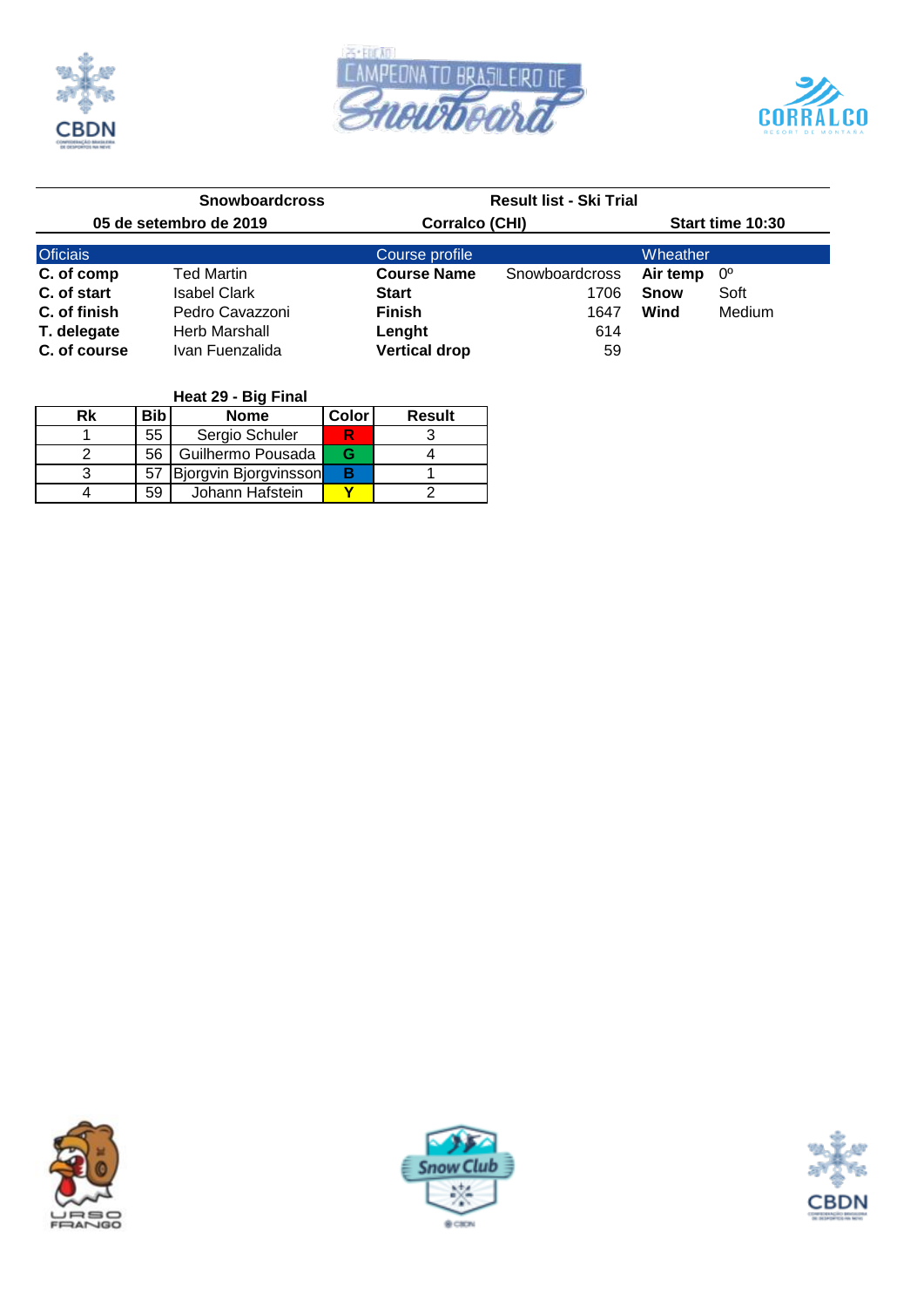| Snowboardcross | | Result list - Ski Trial | | | |
|---|---|---|---|---|---|
| **05 de setembro de 2019** | | **Corralco (CHI)** | | **Start time 10:30** | |

| Oficiais | | Course profile | | Wheather | |
|---|---|---|---|---|---|
| **C. of comp** | Ted Martin | **Course Name** | Snowboardcross | **Air temp** | 0º |
| **C. of start** | Isabel Clark | **Start** | 1706 | **Snow** | Soft |
| **C. of finish** | Pedro Cavazzoni | **Finish** | 1647 | **Wind** | Medium |
| **T. delegate** | Herb Marshall | **Lenght** | 614 | | |
| **C. of course** | Ivan Fuenzalida | **Vertical drop** | 59 | | |

**Heat 29 - Big Final**

| Rk | Bib | Nome | Color | Result |
|---|---|---|---|---|
| 1 | 55 | Sergio Schuler | R | 3 |
| 2 | 56 | Guilhermo Pousada | G | 4 |
| 3 | 57 | Bjorgvin Bjorgvinsson | B | 1 |
| 4 | 59 | Johann Hafstein | Y | 2 |